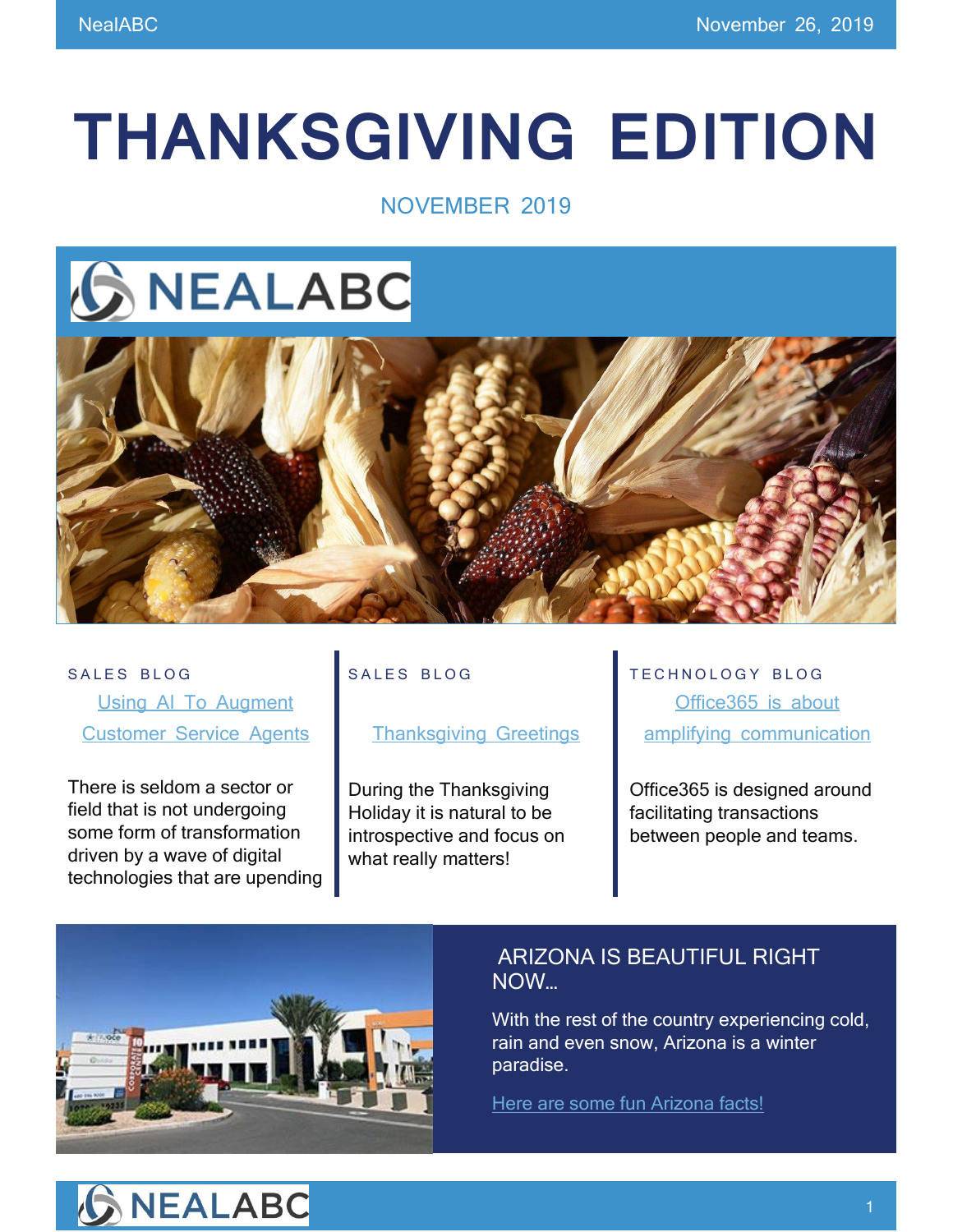# THANKSGIVING EDITION

NOVEMBER 2019

SALES BLOG

Using AI To Augment Customer Service Agents

There is seldom a sector or field that is not undergoing some form of transformation driven by a wave of digital technologies that are upending

SALES BLOG

Thanksgiving Greetings

During the Thanksgiving Holiday it is natural to be introspective and focus on what really matters!

TECHNOLOGY BLOG

Office365 is about amplifying communication

Office365 is designed around facilitating transactions between people and teams.

## ARIZONA IS BEAUTIFUL RIGHT NOW…

With the rest of the country experiencing cold, rain and even snow, Arizona is a winter paradise.

Here are some fun Arizona facts!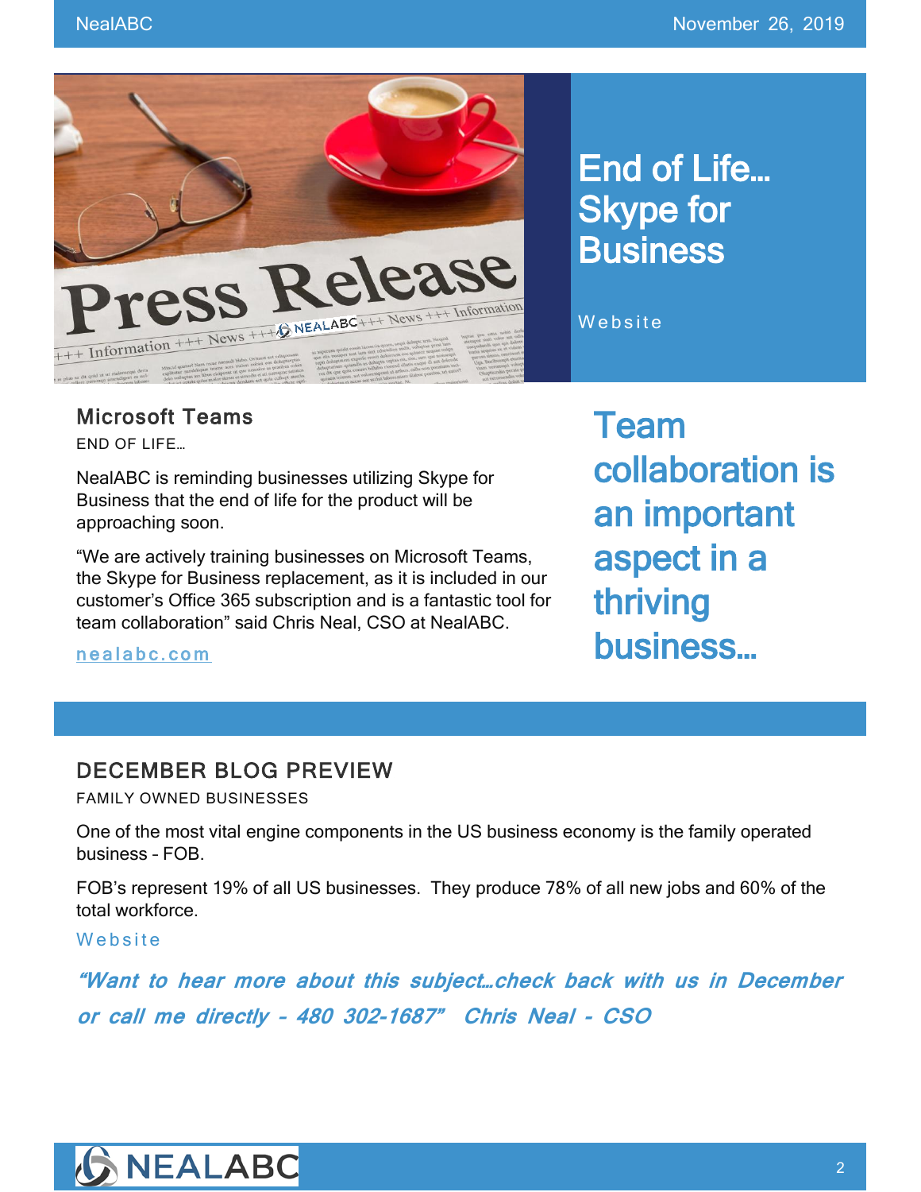# End of Life… Skype for Business

Website

## Microsoft Teams

END OF LIFE…

NealABC is reminding businesses utilizing Skype for Business that the end of life for the product will be approaching soon.

"We are actively training businesses on Microsoft Teams, the Skype for Business replacement, as it is included in our customer's Office 365 subscription and is a fantastic tool for team collaboration" said Chris Neal, CSO at NealABC.

nealabc.com

**Team collaboration is an important aspect in a thriving business…**

## DECEMBER BLOG PREVIEW

FAMILY OWNED BUSINESSES

One of the most vital engine components in the US business economy is the family operated business – FOB.

FOB's represent 19% of all US businesses. They produce 78% of all new jobs and 60% of the total workforce.

Website

*"Want to hear more about this subject…check back with us in December or call me directly – 480 302-1687" Chris Neal - CSO*